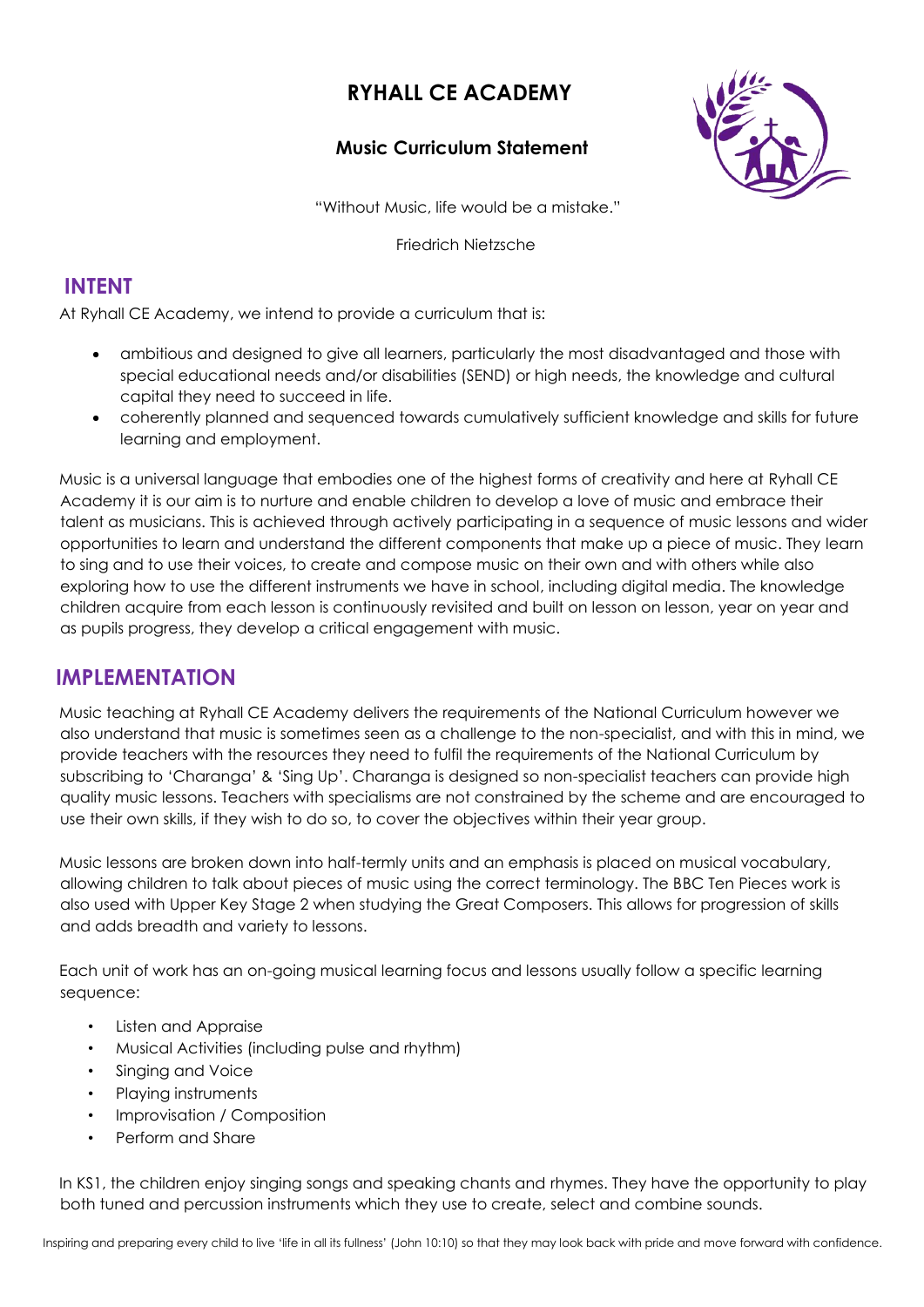# RYHALL CE ACADEMY

## Music Curriculum Statement

"Without Music, life would be a mistake."

Friedrich Nietzsche

## INTENT

At Ryhall CE Academy, we intend to provide a curriculum that is:

- ambitious and designed to give all learners, particularly the most disadvantaged and those with special educational needs and/or disabilities (SEND) or high needs, the knowledge and cultural capital they need to succeed in life.
- coherently planned and sequenced towards cumulatively sufficient knowledge and skills for future learning and employment.

Music is a universal language that embodies one of the highest forms of creativity and here at Ryhall CE Academy it is our aim is to nurture and enable children to develop a love of music and embrace their talent as musicians. This is achieved through actively participating in a sequence of music lessons and wider opportunities to learn and understand the different components that make up a piece of music. They learn to sing and to use their voices, to create and compose music on their own and with others while also exploring how to use the different instruments we have in school, including digital media. The knowledge children acquire from each lesson is continuously revisited and built on lesson on lesson, year on year and as pupils progress, they develop a critical engagement with music.

## IMPLEMENTATION

Music teaching at Ryhall CE Academy delivers the requirements of the National Curriculum however we also understand that music is sometimes seen as a challenge to the non-specialist, and with this in mind, we provide teachers with the resources they need to fulfil the requirements of the National Curriculum by subscribing to 'Charanga' & 'Sing Up'. Charanga is designed so non-specialist teachers can provide high quality music lessons. Teachers with specialisms are not constrained by the scheme and are encouraged to use their own skills, if they wish to do so, to cover the objectives within their year group.

Music lessons are broken down into half-termly units and an emphasis is placed on musical vocabulary, allowing children to talk about pieces of music using the correct terminology. The BBC Ten Pieces work is also used with Upper Key Stage 2 when studying the Great Composers. This allows for progression of skills and adds breadth and variety to lessons.

Each unit of work has an on-going musical learning focus and lessons usually follow a specific learning sequence:

- Listen and Appraise
- Musical Activities (including pulse and rhythm)
- Singing and Voice
- Playing instruments
- Improvisation / Composition
- Perform and Share

In KS1, the children enjoy singing songs and speaking chants and rhymes. They have the opportunity to play both tuned and percussion instruments which they use to create, select and combine sounds.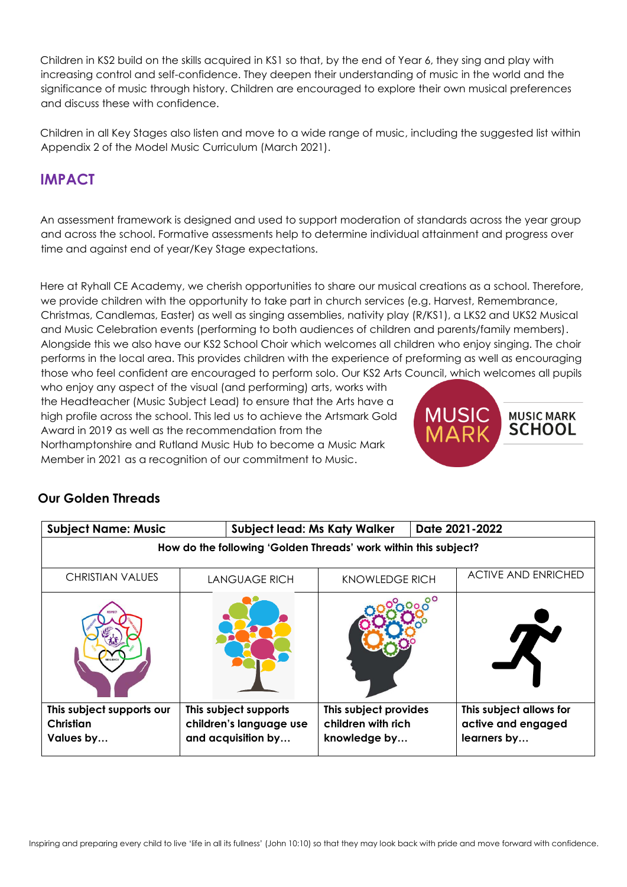Children in KS2 build on the skills acquired in KS1 so that, by the end of Year 6, they sing and play with increasing control and self-confidence. They deepen their understanding of music in the world and the significance of music through history. Children are encouraged to explore their own musical preferences and discuss these with confidence.

Children in all Key Stages also listen and move to a wide range of music, including the suggested list within Appendix 2 of the Model Music Curriculum (March 2021).

## IMPACT

An assessment framework is designed and used to support moderation of standards across the year group and across the school. Formative assessments help to determine individual attainment and progress over time and against end of year/Key Stage expectations.

Here at Ryhall CE Academy, we cherish opportunities to share our musical creations as a school. Therefore, we provide children with the opportunity to take part in church services (e.g. Harvest, Remembrance, Christmas, Candlemas, Easter) as well as singing assemblies, nativity play (R/KS1), a LKS2 and UKS2 Musical and Music Celebration events (performing to both audiences of children and parents/family members). Alongside this we also have our KS2 School Choir which welcomes all children who enjoy singing. The choir performs in the local area. This provides children with the experience of preforming as well as encouraging those who feel confident are encouraged to perform solo. Our KS2 Arts Council, which welcomes all pupils who enjoy any aspect of the visual (and performing) arts, works with the Headteacher (Music Subject Lead) to ensure that the Arts have a high profile across the school. This led us to achieve the Artsmark Gold Award in 2019 as well as the recommendation from the Northamptonshire and Rutland Music Hub to become a Music Mark Member in 2021 as a recognition of our commitment to Music.

MUSIC MARK — MUSIC MARK SCHOOL

### Our Golden Threads

| **Subject Name: Music** | **Subject lead: Ms Katy Walker** | | **Date 2021-2022** |
|---|---|---|---|
| **How do the following 'Golden Threads' work within this subject?** | | | |
| CHRISTIAN VALUES | LANGUAGE RICH | KNOWLEDGE RICH | ACTIVE AND ENRICHED |
| **This subject supports our Christian Values by…** | **This subject supports children's language use and acquisition by…** | **This subject provides children with rich knowledge by…** | **This subject allows for active and engaged learners by…** |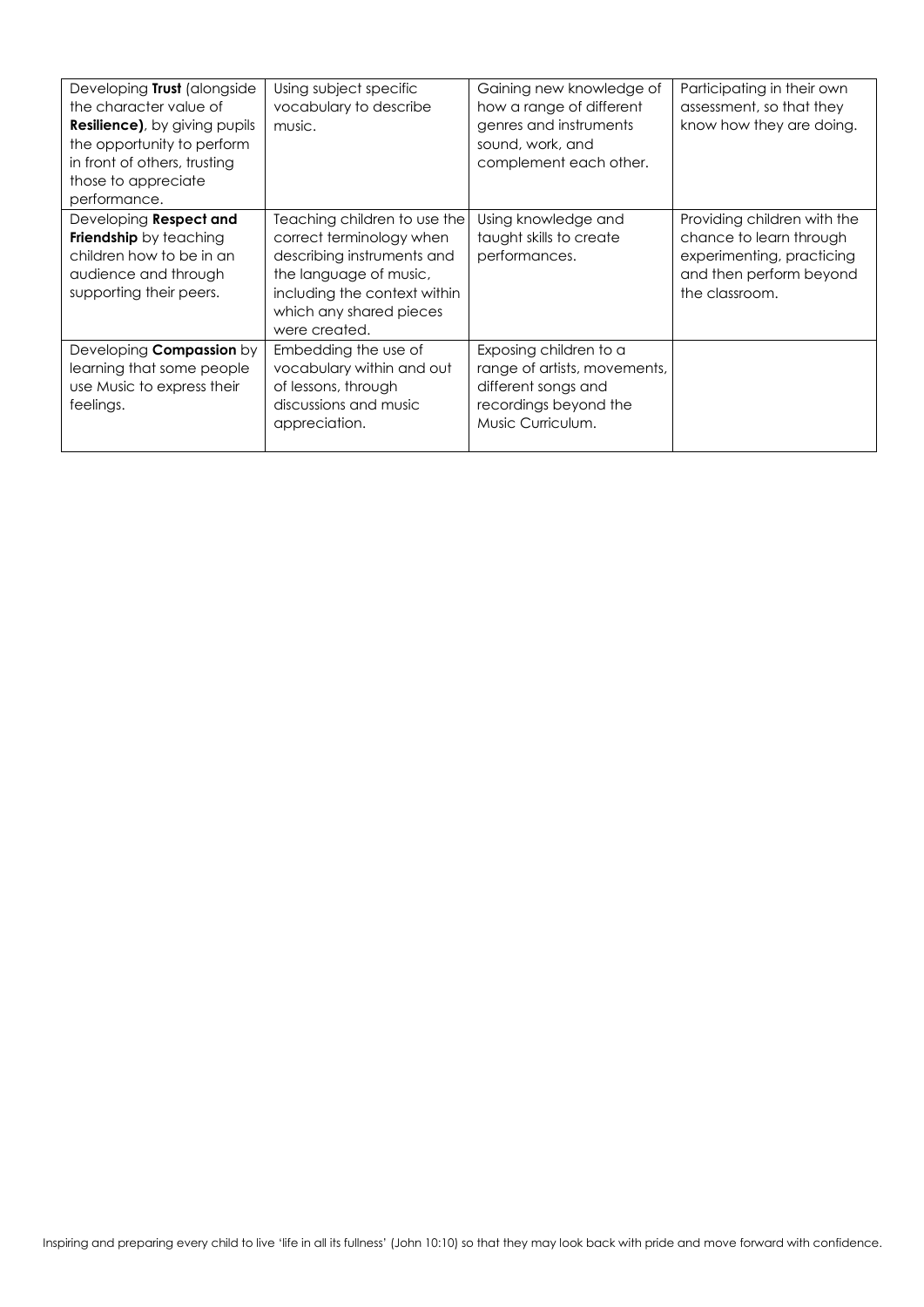| | | | |
|---|---|---|---|
| Developing **Trust** (alongside the character value of **Resilience)**, by giving pupils the opportunity to perform in front of others, trusting those to appreciate performance. | Using subject specific vocabulary to describe music. | Gaining new knowledge of how a range of different genres and instruments sound, work, and complement each other. | Participating in their own assessment, so that they know how they are doing. |
| Developing **Respect and Friendship** by teaching children how to be in an audience and through supporting their peers. | Teaching children to use the correct terminology when describing instruments and the language of music, including the context within which any shared pieces were created. | Using knowledge and taught skills to create performances. | Providing children with the chance to learn through experimenting, practicing and then perform beyond the classroom. |
| Developing **Compassion** by learning that some people use Music to express their feelings. | Embedding the use of vocabulary within and out of lessons, through discussions and music appreciation. | Exposing children to a range of artists, movements, different songs and recordings beyond the Music Curriculum. | |